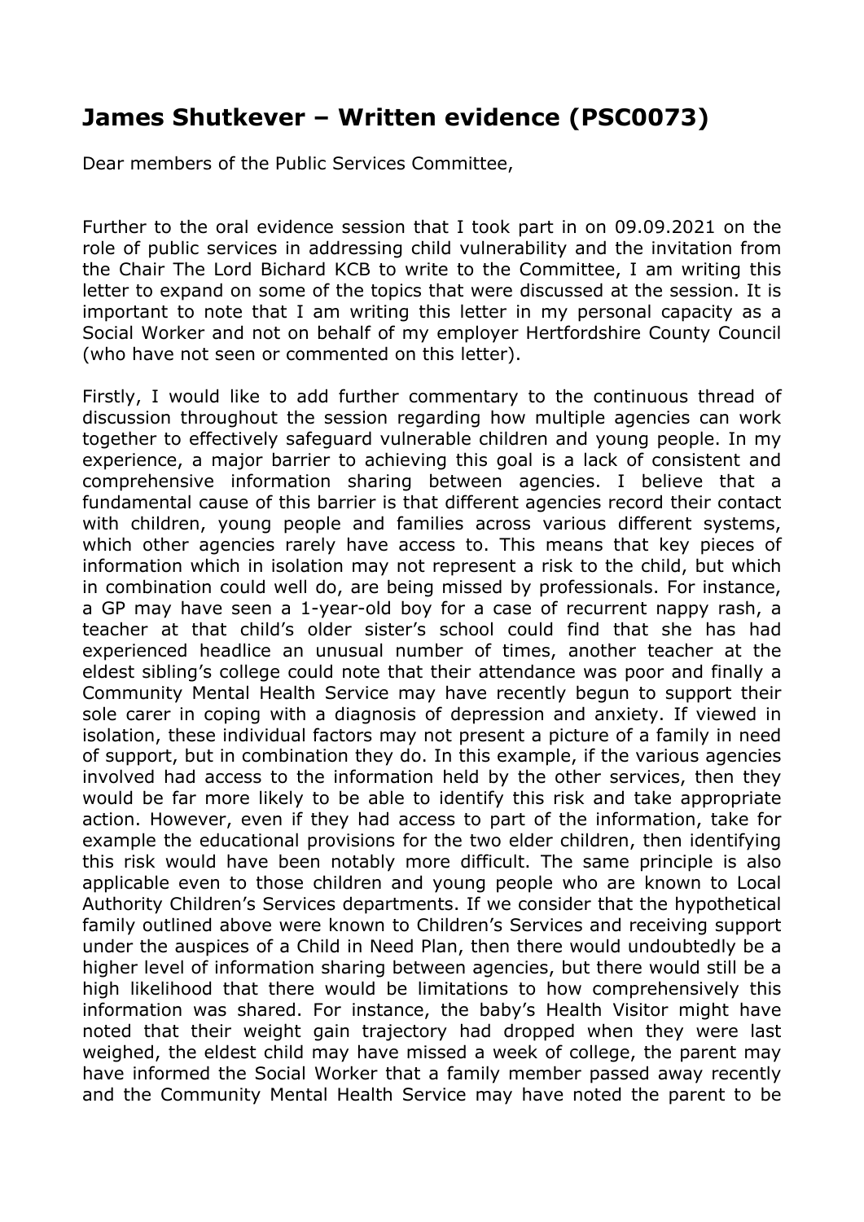# James Shutkever – Written evidence (PSC0073)

Dear members of the Public Services Committee,

Further to the oral evidence session that I took part in on 09.09.2021 on the role of public services in addressing child vulnerability and the invitation from the Chair The Lord Bichard KCB to write to the Committee, I am writing this letter to expand on some of the topics that were discussed at the session. It is important to note that I am writing this letter in my personal capacity as a Social Worker and not on behalf of my employer Hertfordshire County Council (who have not seen or commented on this letter).

Firstly, I would like to add further commentary to the continuous thread of discussion throughout the session regarding how multiple agencies can work together to effectively safeguard vulnerable children and young people. In my experience, a major barrier to achieving this goal is a lack of consistent and comprehensive information sharing between agencies. I believe that a fundamental cause of this barrier is that different agencies record their contact with children, young people and families across various different systems, which other agencies rarely have access to. This means that key pieces of information which in isolation may not represent a risk to the child, but which in combination could well do, are being missed by professionals. For instance, a GP may have seen a 1-year-old boy for a case of recurrent nappy rash, a teacher at that child's older sister's school could find that she has had experienced headlice an unusual number of times, another teacher at the eldest sibling's college could note that their attendance was poor and finally a Community Mental Health Service may have recently begun to support their sole carer in coping with a diagnosis of depression and anxiety. If viewed in isolation, these individual factors may not present a picture of a family in need of support, but in combination they do. In this example, if the various agencies involved had access to the information held by the other services, then they would be far more likely to be able to identify this risk and take appropriate action. However, even if they had access to part of the information, take for example the educational provisions for the two elder children, then identifying this risk would have been notably more difficult. The same principle is also applicable even to those children and young people who are known to Local Authority Children's Services departments. If we consider that the hypothetical family outlined above were known to Children's Services and receiving support under the auspices of a Child in Need Plan, then there would undoubtedly be a higher level of information sharing between agencies, but there would still be a high likelihood that there would be limitations to how comprehensively this information was shared. For instance, the baby's Health Visitor might have noted that their weight gain trajectory had dropped when they were last weighed, the eldest child may have missed a week of college, the parent may have informed the Social Worker that a family member passed away recently and the Community Mental Health Service may have noted the parent to be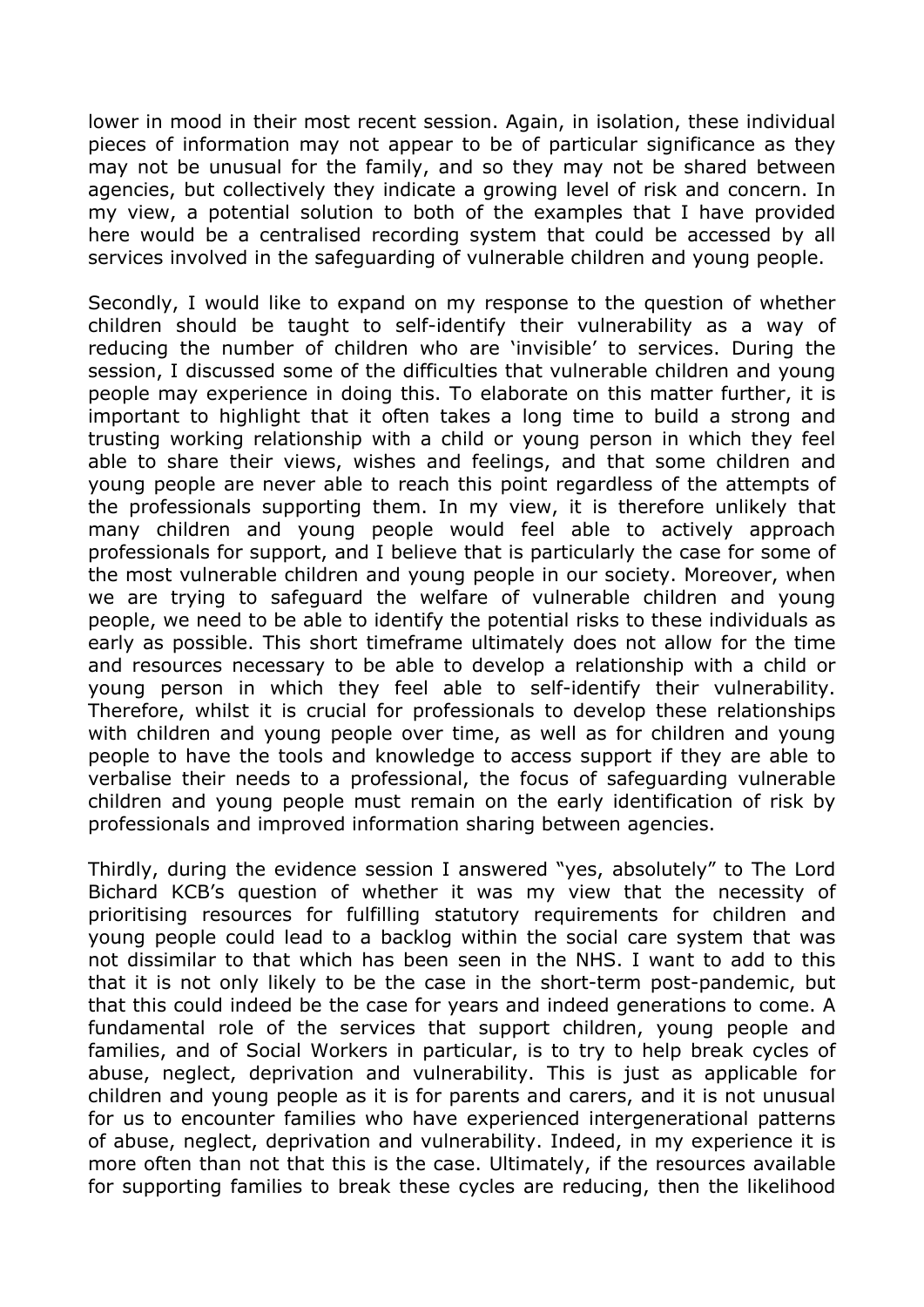lower in mood in their most recent session. Again, in isolation, these individual pieces of information may not appear to be of particular significance as they may not be unusual for the family, and so they may not be shared between agencies, but collectively they indicate a growing level of risk and concern. In my view, a potential solution to both of the examples that I have provided here would be a centralised recording system that could be accessed by all services involved in the safeguarding of vulnerable children and young people.

Secondly, I would like to expand on my response to the question of whether children should be taught to self-identify their vulnerability as a way of reducing the number of children who are 'invisible' to services. During the session, I discussed some of the difficulties that vulnerable children and young people may experience in doing this. To elaborate on this matter further, it is important to highlight that it often takes a long time to build a strong and trusting working relationship with a child or young person in which they feel able to share their views, wishes and feelings, and that some children and young people are never able to reach this point regardless of the attempts of the professionals supporting them. In my view, it is therefore unlikely that many children and young people would feel able to actively approach professionals for support, and I believe that is particularly the case for some of the most vulnerable children and young people in our society. Moreover, when we are trying to safeguard the welfare of vulnerable children and young people, we need to be able to identify the potential risks to these individuals as early as possible. This short timeframe ultimately does not allow for the time and resources necessary to be able to develop a relationship with a child or young person in which they feel able to self-identify their vulnerability. Therefore, whilst it is crucial for professionals to develop these relationships with children and young people over time, as well as for children and young people to have the tools and knowledge to access support if they are able to verbalise their needs to a professional, the focus of safeguarding vulnerable children and young people must remain on the early identification of risk by professionals and improved information sharing between agencies.

Thirdly, during the evidence session I answered "yes, absolutely" to The Lord Bichard KCB's question of whether it was my view that the necessity of prioritising resources for fulfilling statutory requirements for children and young people could lead to a backlog within the social care system that was not dissimilar to that which has been seen in the NHS. I want to add to this that it is not only likely to be the case in the short-term post-pandemic, but that this could indeed be the case for years and indeed generations to come. A fundamental role of the services that support children, young people and families, and of Social Workers in particular, is to try to help break cycles of abuse, neglect, deprivation and vulnerability. This is just as applicable for children and young people as it is for parents and carers, and it is not unusual for us to encounter families who have experienced intergenerational patterns of abuse, neglect, deprivation and vulnerability. Indeed, in my experience it is more often than not that this is the case. Ultimately, if the resources available for supporting families to break these cycles are reducing, then the likelihood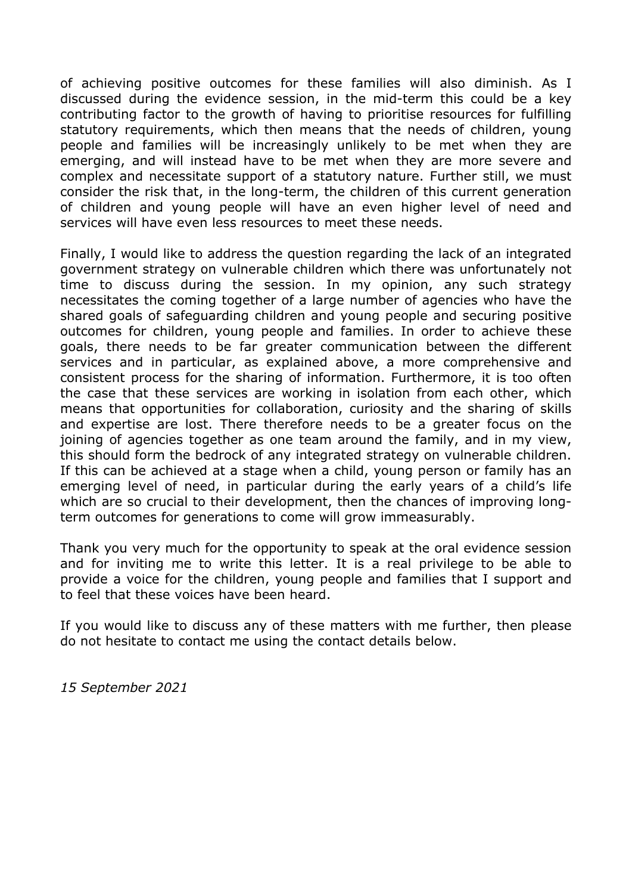of achieving positive outcomes for these families will also diminish. As I discussed during the evidence session, in the mid-term this could be a key contributing factor to the growth of having to prioritise resources for fulfilling statutory requirements, which then means that the needs of children, young people and families will be increasingly unlikely to be met when they are emerging, and will instead have to be met when they are more severe and complex and necessitate support of a statutory nature. Further still, we must consider the risk that, in the long-term, the children of this current generation of children and young people will have an even higher level of need and services will have even less resources to meet these needs.

Finally, I would like to address the question regarding the lack of an integrated government strategy on vulnerable children which there was unfortunately not time to discuss during the session. In my opinion, any such strategy necessitates the coming together of a large number of agencies who have the shared goals of safeguarding children and young people and securing positive outcomes for children, young people and families. In order to achieve these goals, there needs to be far greater communication between the different services and in particular, as explained above, a more comprehensive and consistent process for the sharing of information. Furthermore, it is too often the case that these services are working in isolation from each other, which means that opportunities for collaboration, curiosity and the sharing of skills and expertise are lost. There therefore needs to be a greater focus on the joining of agencies together as one team around the family, and in my view, this should form the bedrock of any integrated strategy on vulnerable children. If this can be achieved at a stage when a child, young person or family has an emerging level of need, in particular during the early years of a child's life which are so crucial to their development, then the chances of improving long-term outcomes for generations to come will grow immeasurably.

Thank you very much for the opportunity to speak at the oral evidence session and for inviting me to write this letter. It is a real privilege to be able to provide a voice for the children, young people and families that I support and to feel that these voices have been heard.

If you would like to discuss any of these matters with me further, then please do not hesitate to contact me using the contact details below.

*15 September 2021*